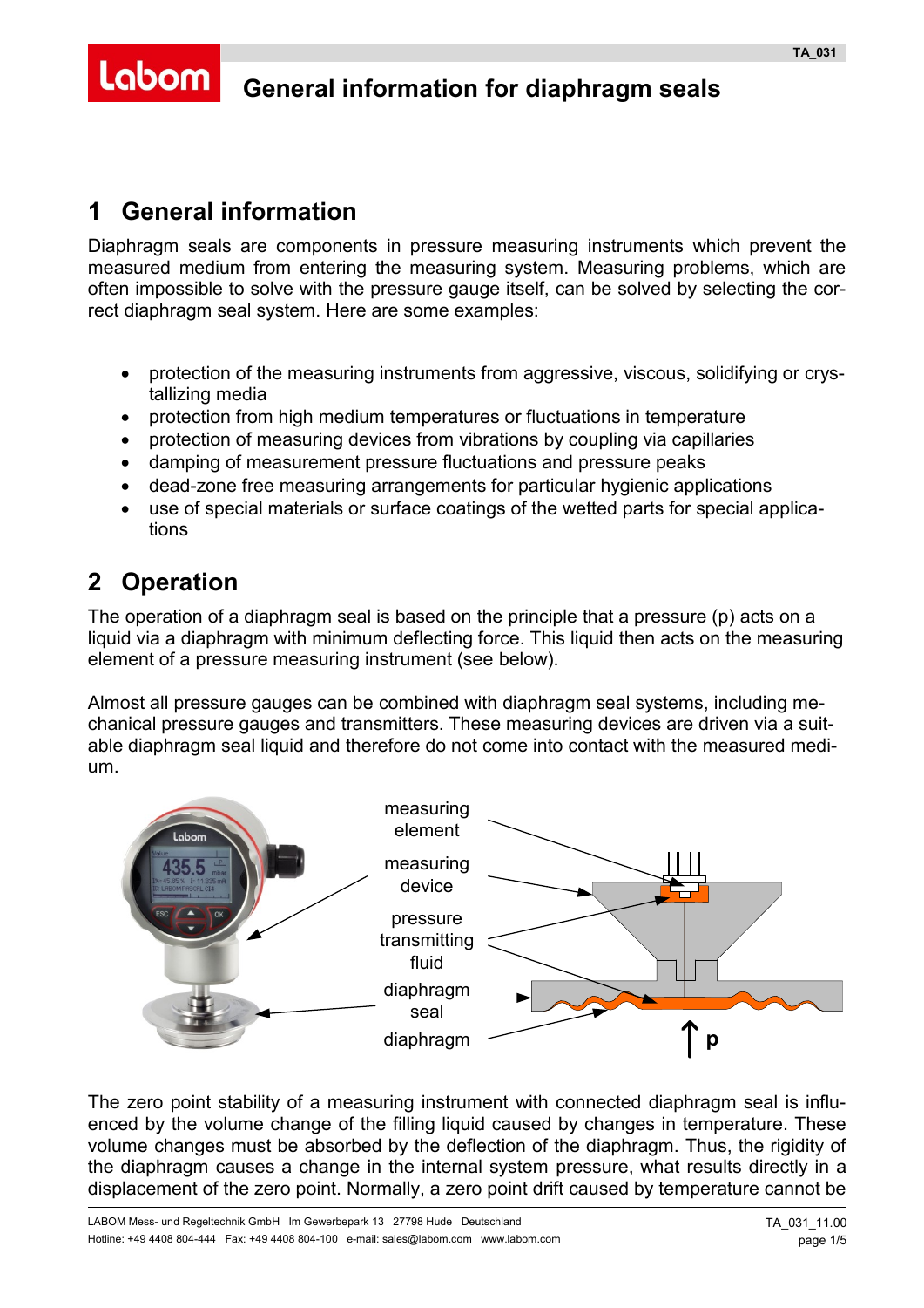# General information for diaphragm seals

## 1 General information

Diaphragm seals are components in pressure measuring instruments which prevent the measured medium from entering the measuring system. Measuring problems, which are often impossible to solve with the pressure gauge itself, can be solved by selecting the correct diaphragm seal system. Here are some examples:

- protection of the measuring instruments from aggressive, viscous, solidifying or crystallizing media
- protection from high medium temperatures or fluctuations in temperature
- protection of measuring devices from vibrations by coupling via capillaries
- damping of measurement pressure fluctuations and pressure peaks
- dead-zone free measuring arrangements for particular hygienic applications
- use of special materials or surface coatings of the wetted parts for special applications

## 2 Operation

The operation of a diaphragm seal is based on the principle that a pressure (p) acts on a liquid via a diaphragm with minimum deflecting force. This liquid then acts on the measuring element of a pressure measuring instrument (see below).

Almost all pressure gauges can be combined with diaphragm seal systems, including mechanical pressure gauges and transmitters. These measuring devices are driven via a suitable diaphragm seal liquid and therefore do not come into contact with the measured medium.

measuring element

measuring device

pressure transmitting fluid

diaphragm seal

diaphragm

p

The zero point stability of a measuring instrument with connected diaphragm seal is influenced by the volume change of the filling liquid caused by changes in temperature. These volume changes must be absorbed by the deflection of the diaphragm. Thus, the rigidity of the diaphragm causes a change in the internal system pressure, what results directly in a displacement of the zero point. Normally, a zero point drift caused by temperature cannot be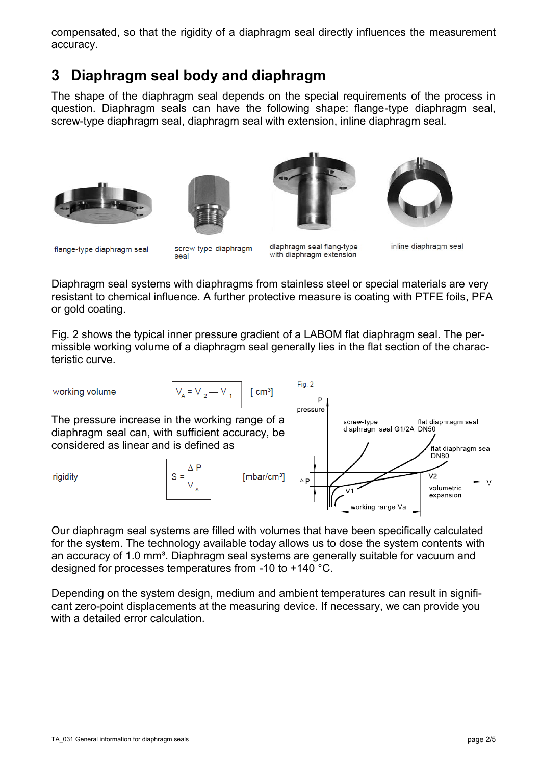compensated, so that the rigidity of a diaphragm seal directly influences the measurement accuracy.

## 3 Diaphragm seal body and diaphragm

The shape of the diaphragm seal depends on the special requirements of the process in question. Diaphragm seals can have the following shape: flange-type diaphragm seal, screw-type diaphragm seal, diaphragm seal with extension, inline diaphragm seal.

flange-type diaphragm seal — screw-type diaphragm seal — diaphragm seal flang-type with diaphragm extension — inline diaphragm seal

Diaphragm seal systems with diaphragms from stainless steel or special materials are very resistant to chemical influence. A further protective measure is coating with PTFE foils, PFA or gold coating.

Fig. 2 shows the typical inner pressure gradient of a LABOM flat diaphragm seal. The permissible working volume of a diaphragm seal generally lies in the flat section of the characteristic curve.

working volume $$V_A = V_2 - V_1 \quad [\text{cm}^3]$$

The pressure increase in the working range of a diaphragm seal can, with sufficient accuracy, be considered as linear and is defined as

rigidity $$S = \frac{\Delta P}{V_A} \quad [\text{mbar/cm}^3]$$

Fig. 2

Our diaphragm seal systems are filled with volumes that have been specifically calculated for the system. The technology available today allows us to dose the system contents with an accuracy of 1.0 mm³. Diaphragm seal systems are generally suitable for vacuum and designed for processes temperatures from -10 to +140 °C.

Depending on the system design, medium and ambient temperatures can result in significant zero-point displacements at the measuring device. If necessary, we can provide you with a detailed error calculation.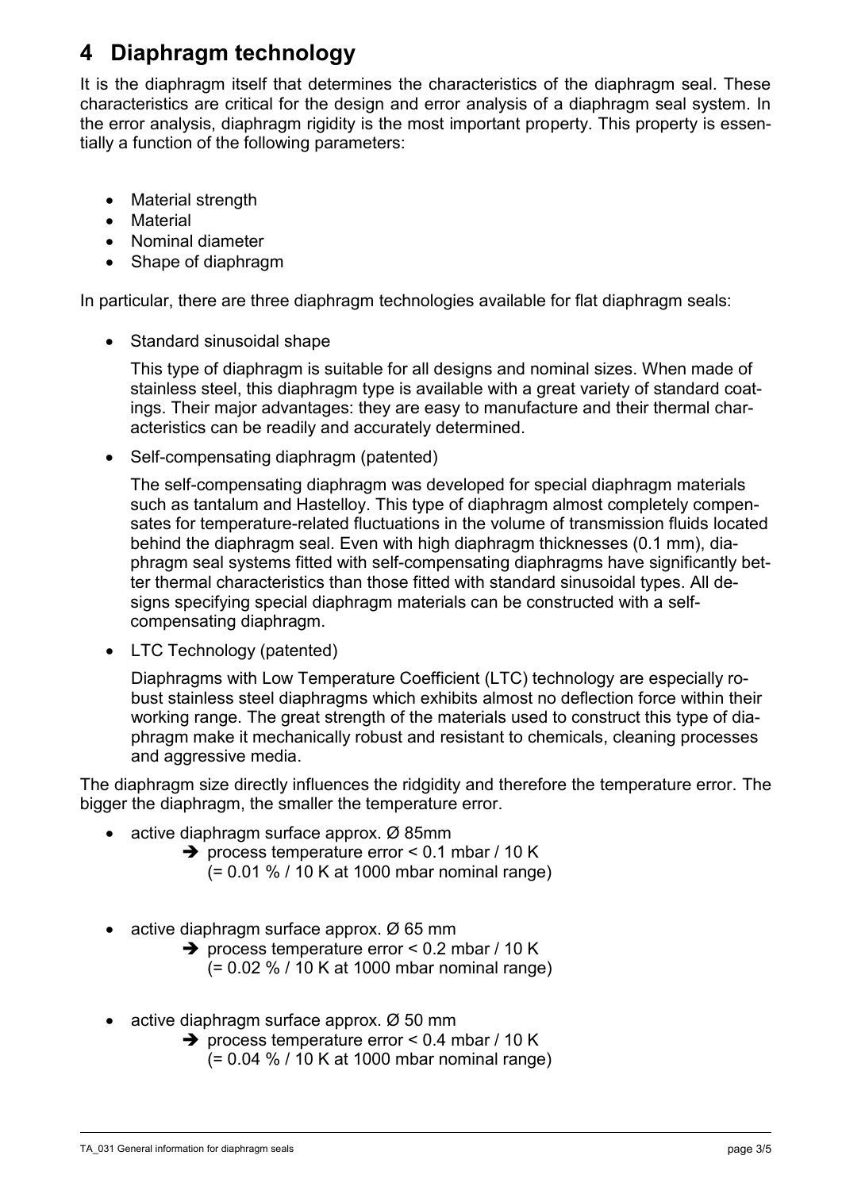# 4 Diaphragm technology

It is the diaphragm itself that determines the characteristics of the diaphragm seal. These characteristics are critical for the design and error analysis of a diaphragm seal system. In the error analysis, diaphragm rigidity is the most important property. This property is essentially a function of the following parameters:

- Material strength
- Material
- Nominal diameter
- Shape of diaphragm

In particular, there are three diaphragm technologies available for flat diaphragm seals:

- Standard sinusoidal shape

  This type of diaphragm is suitable for all designs and nominal sizes. When made of stainless steel, this diaphragm type is available with a great variety of standard coatings. Their major advantages: they are easy to manufacture and their thermal characteristics can be readily and accurately determined.

- Self-compensating diaphragm (patented)

  The self-compensating diaphragm was developed for special diaphragm materials such as tantalum and Hastelloy. This type of diaphragm almost completely compensates for temperature-related fluctuations in the volume of transmission fluids located behind the diaphragm seal. Even with high diaphragm thicknesses (0.1 mm), diaphragm seal systems fitted with self-compensating diaphragms have significantly better thermal characteristics than those fitted with standard sinusoidal types. All designs specifying special diaphragm materials can be constructed with a self-compensating diaphragm.

- LTC Technology (patented)

  Diaphragms with Low Temperature Coefficient (LTC) technology are especially robust stainless steel diaphragms which exhibits almost no deflection force within their working range. The great strength of the materials used to construct this type of diaphragm make it mechanically robust and resistant to chemicals, cleaning processes and aggressive media.

The diaphragm size directly influences the ridgidity and therefore the temperature error. The bigger the diaphragm, the smaller the temperature error.

- active diaphragm surface approx. Ø 85mm
  - ➔ process temperature error < 0.1 mbar / 10 K (= 0.01 % / 10 K at 1000 mbar nominal range)

- active diaphragm surface approx. Ø 65 mm
  - ➔ process temperature error < 0.2 mbar / 10 K (= 0.02 % / 10 K at 1000 mbar nominal range)

- active diaphragm surface approx. Ø 50 mm
  - ➔ process temperature error < 0.4 mbar / 10 K (= 0.04 % / 10 K at 1000 mbar nominal range)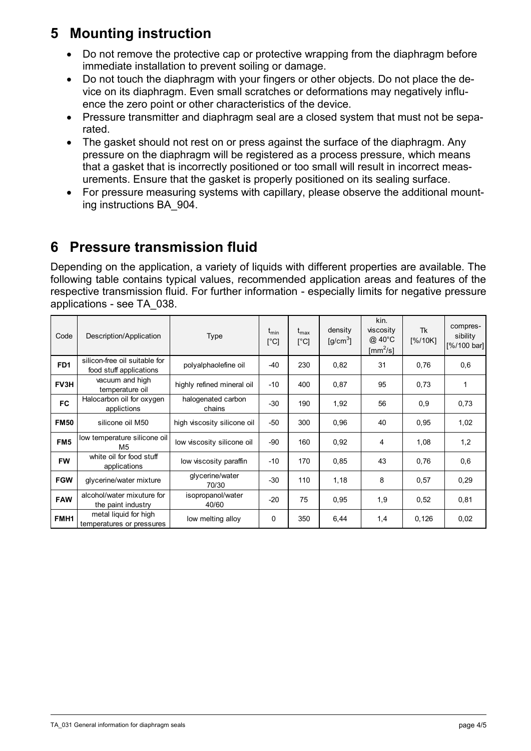# 5 Mounting instruction

- Do not remove the protective cap or protective wrapping from the diaphragm before immediate installation to prevent soiling or damage.
- Do not touch the diaphragm with your fingers or other objects. Do not place the device on its diaphragm. Even small scratches or deformations may negatively influence the zero point or other characteristics of the device.
- Pressure transmitter and diaphragm seal are a closed system that must not be separated.
- The gasket should not rest on or press against the surface of the diaphragm. Any pressure on the diaphragm will be registered as a process pressure, which means that a gasket that is incorrectly positioned or too small will result in incorrect measurements. Ensure that the gasket is properly positioned on its sealing surface.
- For pressure measuring systems with capillary, please observe the additional mounting instructions BA_904.

# 6 Pressure transmission fluid

Depending on the application, a variety of liquids with different properties are available. The following table contains typical values, recommended application areas and features of the respective transmission fluid. For further information - especially limits for negative pressure applications - see TA_038.

| Code | Description/Application | Type | $t_{min}$ [°C] | $t_{max}$ [°C] | density [g/cm$^3$] | kin. viscosity @ 40°C [mm$^2$/s] | Tk [%/10K] | compressibility [%/100 bar] |
|---|---|---|---|---|---|---|---|---|
| **FD1** | silicon-free oil suitable for food stuff applications | polyalphaolefine oil | -40 | 230 | 0,82 | 31 | 0,76 | 0,6 |
| **FV3H** | vacuum and high temperature oil | highly refined mineral oil | -10 | 400 | 0,87 | 95 | 0,73 | 1 |
| **FC** | Halocarbon oil for oxygen applictions | halogenated carbon chains | -30 | 190 | 1,92 | 56 | 0,9 | 0,73 |
| **FM50** | silicone oil M50 | high viscosity silicone oil | -50 | 300 | 0,96 | 40 | 0,95 | 1,02 |
| **FM5** | low temperature silicone oil M5 | low viscosity silicone oil | -90 | 160 | 0,92 | 4 | 1,08 | 1,2 |
| **FW** | white oil for food stuff applications | low viscosity paraffin | -10 | 170 | 0,85 | 43 | 0,76 | 0,6 |
| **FGW** | glycerine/water mixture | glycerine/water 70/30 | -30 | 110 | 1,18 | 8 | 0,57 | 0,29 |
| **FAW** | alcohol/water mixuture for the paint industry | isopropanol/water 40/60 | -20 | 75 | 0,95 | 1,9 | 0,52 | 0,81 |
| **FMH1** | metal liquid for high temperatures or pressures | low melting alloy | 0 | 350 | 6,44 | 1,4 | 0,126 | 0,02 |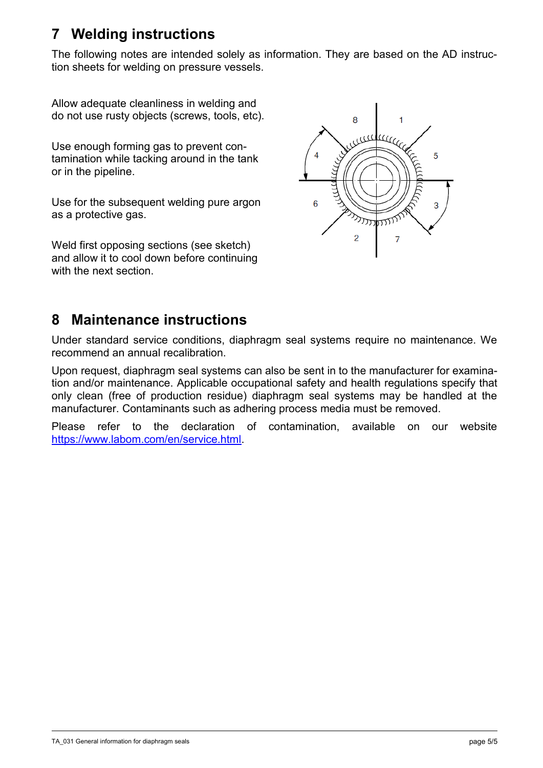# 7 Welding instructions

The following notes are intended solely as information. They are based on the AD instruction sheets for welding on pressure vessels.

Allow adequate cleanliness in welding and do not use rusty objects (screws, tools, etc).

Use enough forming gas to prevent contamination while tacking around in the tank or in the pipeline.

Use for the subsequent welding pure argon as a protective gas.

Weld first opposing sections (see sketch) and allow it to cool down before continuing with the next section.

8
1
4
5
6
3
2
7

# 8 Maintenance instructions

Under standard service conditions, diaphragm seal systems require no maintenance. We recommend an annual recalibration.

Upon request, diaphragm seal systems can also be sent in to the manufacturer for examination and/or maintenance. Applicable occupational safety and health regulations specify that only clean (free of production residue) diaphragm seal systems may be handled at the manufacturer. Contaminants such as adhering process media must be removed.

Please refer to the declaration of contamination, available on our website https://www.labom.com/en/service.html.